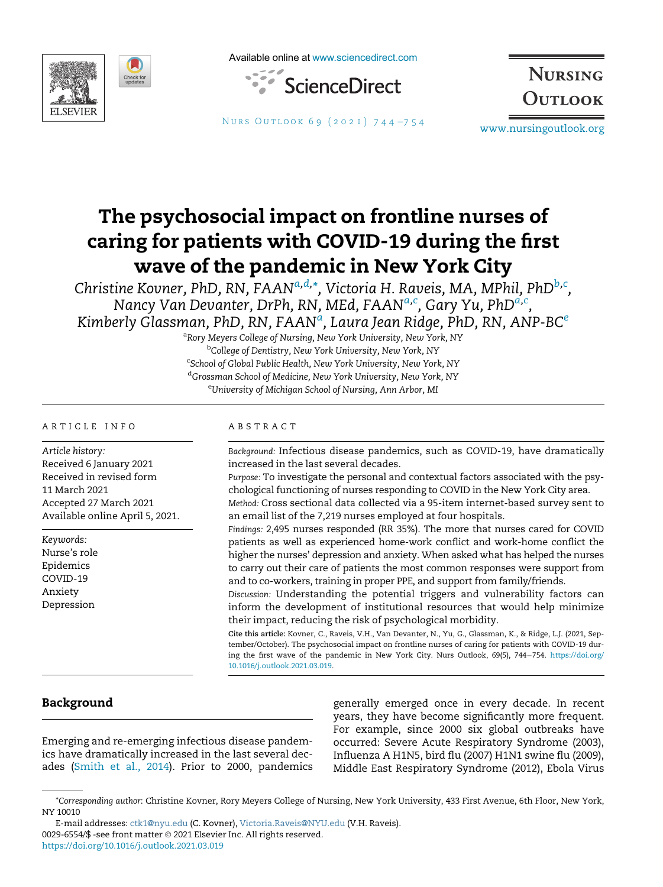# The psychosocial impact on frontline nurses of caring for patients with COVID-19 during the first wave of the pandemic in New York City

Christine Kovner, PhD, RN, FAAN[a,d,*], Victoria H. Raveis, MA, MPhil, PhD[b,c], Nancy Van Devanter, DrPh, RN, MEd, FAAN[a,c], Gary Yu, PhD[a,c], Kimberly Glassman, PhD, RN, FAAN[a], Laura Jean Ridge, PhD, RN, ANP-BC[e]

[a]Rory Meyers College of Nursing, New York University, New York, NY
[b]College of Dentistry, New York University, New York, NY
[c]School of Global Public Health, New York University, New York, NY
[d]Grossman School of Medicine, New York University, New York, NY
[e]University of Michigan School of Nursing, Ann Arbor, MI

## ARTICLE INFO

*Article history:*
Received 6 January 2021
Received in revised form 11 March 2021
Accepted 27 March 2021
Available online April 5, 2021.

*Keywords:*
Nurse's role
Epidemics
COVID-19
Anxiety
Depression

## ABSTRACT

*Background:* Infectious disease pandemics, such as COVID-19, have dramatically increased in the last several decades.

*Purpose:* To investigate the personal and contextual factors associated with the psychological functioning of nurses responding to COVID in the New York City area.

*Method:* Cross sectional data collected via a 95-item internet-based survey sent to an email list of the 7,219 nurses employed at four hospitals.

*Findings:* 2,495 nurses responded (RR 35%). The more that nurses cared for COVID patients as well as experienced home-work conflict and work-home conflict the higher the nurses' depression and anxiety. When asked what has helped the nurses to carry out their care of patients the most common responses were support from and to co-workers, training in proper PPE, and support from family/friends.

*Discussion:* Understanding the potential triggers and vulnerability factors can inform the development of institutional resources that would help minimize their impact, reducing the risk of psychological morbidity.

**Cite this article:** Kovner, C., Raveis, V.H., Van Devanter, N., Yu, G., Glassman, K., & Ridge, L.J. (2021, September/October). The psychosocial impact on frontline nurses of caring for patients with COVID-19 during the first wave of the pandemic in New York City. Nurs Outlook, 69(5), 744–754. https://doi.org/10.1016/j.outlook.2021.03.019.

## Background

Emerging and re-emerging infectious disease pandemics have dramatically increased in the last several decades (Smith et al., 2014). Prior to 2000, pandemics generally emerged once in every decade. In recent years, they have become significantly more frequent. For example, since 2000 six global outbreaks have occurred: Severe Acute Respiratory Syndrome (2003), Influenza A H1N5, bird flu (2007) H1N1 swine flu (2009), Middle East Respiratory Syndrome (2012), Ebola Virus

*Corresponding author: Christine Kovner, Rory Meyers College of Nursing, New York University, 433 First Avenue, 6th Floor, New York, NY 10010

E-mail addresses: ctk1@nyu.edu (C. Kovner), Victoria.Raveis@NYU.edu (V.H. Raveis).
0029-6554/$ -see front matter © 2021 Elsevier Inc. All rights reserved.
https://doi.org/10.1016/j.outlook.2021.03.019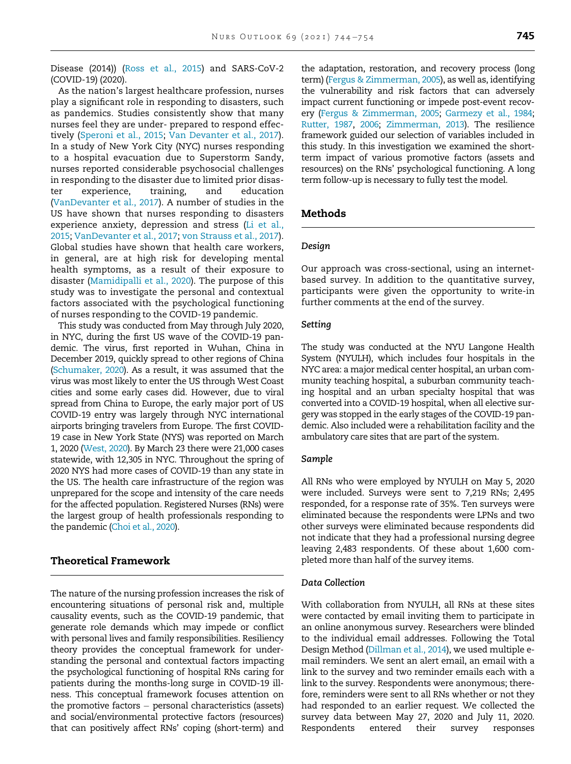Disease (2014)) (Ross et al., 2015) and SARS-CoV-2 (COVID-19) (2020).

As the nation's largest healthcare profession, nurses play a significant role in responding to disasters, such as pandemics. Studies consistently show that many nurses feel they are under- prepared to respond effectively (Speroni et al., 2015; Van Devanter et al., 2017). In a study of New York City (NYC) nurses responding to a hospital evacuation due to Superstorm Sandy, nurses reported considerable psychosocial challenges in responding to the disaster due to limited prior disaster experience, training, and education (VanDevanter et al., 2017). A number of studies in the US have shown that nurses responding to disasters experience anxiety, depression and stress (Li et al., 2015; VanDevanter et al., 2017; von Strauss et al., 2017). Global studies have shown that health care workers, in general, are at high risk for developing mental health symptoms, as a result of their exposure to disaster (Mamidipalli et al., 2020). The purpose of this study was to investigate the personal and contextual factors associated with the psychological functioning of nurses responding to the COVID-19 pandemic.

This study was conducted from May through July 2020, in NYC, during the first US wave of the COVID-19 pandemic. The virus, first reported in Wuhan, China in December 2019, quickly spread to other regions of China (Schumaker, 2020). As a result, it was assumed that the virus was most likely to enter the US through West Coast cities and some early cases did. However, due to viral spread from China to Europe, the early major port of US COVID-19 entry was largely through NYC international airports bringing travelers from Europe. The first COVID-19 case in New York State (NYS) was reported on March 1, 2020 (West, 2020). By March 23 there were 21,000 cases statewide, with 12,305 in NYC. Throughout the spring of 2020 NYS had more cases of COVID-19 than any state in the US. The health care infrastructure of the region was unprepared for the scope and intensity of the care needs for the affected population. Registered Nurses (RNs) were the largest group of health professionals responding to the pandemic (Choi et al., 2020).

## Theoretical Framework

The nature of the nursing profession increases the risk of encountering situations of personal risk and, multiple causality events, such as the COVID-19 pandemic, that generate role demands which may impede or conflict with personal lives and family responsibilities. Resiliency theory provides the conceptual framework for understanding the personal and contextual factors impacting the psychological functioning of hospital RNs caring for patients during the months-long surge in COVID-19 illness. This conceptual framework focuses attention on the promotive factors – personal characteristics (assets) and social/environmental protective factors (resources) that can positively affect RNs' coping (short-term) and the adaptation, restoration, and recovery process (long term) (Fergus & Zimmerman, 2005), as well as, identifying the vulnerability and risk factors that can adversely impact current functioning or impede post-event recovery (Fergus & Zimmerman, 2005; Garmezy et al., 1984; Rutter, 1987, 2006; Zimmerman, 2013). The resilience framework guided our selection of variables included in this study. In this investigation we examined the short-term impact of various promotive factors (assets and resources) on the RNs' psychological functioning. A long term follow-up is necessary to fully test the model.

## Methods

### Design

Our approach was cross-sectional, using an internet-based survey. In addition to the quantitative survey, participants were given the opportunity to write-in further comments at the end of the survey.

### Setting

The study was conducted at the NYU Langone Health System (NYULH), which includes four hospitals in the NYC area: a major medical center hospital, an urban community teaching hospital, a suburban community teaching hospital and an urban specialty hospital that was converted into a COVID-19 hospital, when all elective surgery was stopped in the early stages of the COVID-19 pandemic. Also included were a rehabilitation facility and the ambulatory care sites that are part of the system.

### Sample

All RNs who were employed by NYULH on May 5, 2020 were included. Surveys were sent to 7,219 RNs; 2,495 responded, for a response rate of 35%. Ten surveys were eliminated because the respondents were LPNs and two other surveys were eliminated because respondents did not indicate that they had a professional nursing degree leaving 2,483 respondents. Of these about 1,600 completed more than half of the survey items.

### Data Collection

With collaboration from NYULH, all RNs at these sites were contacted by email inviting them to participate in an online anonymous survey. Researchers were blinded to the individual email addresses. Following the Total Design Method (Dillman et al., 2014), we used multiple e-mail reminders. We sent an alert email, an email with a link to the survey and two reminder emails each with a link to the survey. Respondents were anonymous; therefore, reminders were sent to all RNs whether or not they had responded to an earlier request. We collected the survey data between May 27, 2020 and July 11, 2020. Respondents entered their survey responses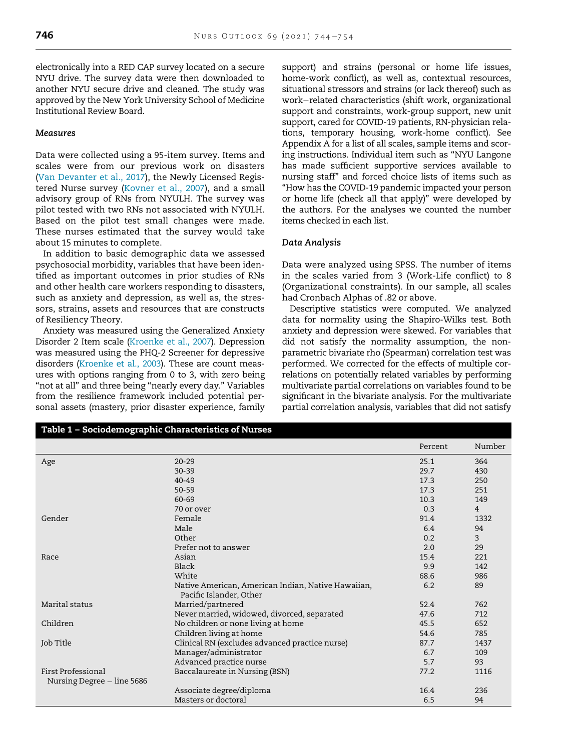electronically into a RED CAP survey located on a secure NYU drive. The survey data were then downloaded to another NYU secure drive and cleaned. The study was approved by the New York University School of Medicine Institutional Review Board.

### *Measures*

Data were collected using a 95-item survey. Items and scales were from our previous work on disasters (Van Devanter et al., 2017), the Newly Licensed Registered Nurse survey (Kovner et al., 2007), and a small advisory group of RNs from NYULH. The survey was pilot tested with two RNs not associated with NYULH. Based on the pilot test small changes were made. These nurses estimated that the survey would take about 15 minutes to complete.

In addition to basic demographic data we assessed psychosocial morbidity, variables that have been identified as important outcomes in prior studies of RNs and other health care workers responding to disasters, such as anxiety and depression, as well as, the stressors, strains, assets and resources that are constructs of Resiliency Theory.

Anxiety was measured using the Generalized Anxiety Disorder 2 Item scale (Kroenke et al., 2007). Depression was measured using the PHQ-2 Screener for depressive disorders (Kroenke et al., 2003). These are count measures with options ranging from 0 to 3, with zero being "not at all" and three being "nearly every day." Variables from the resilience framework included potential personal assets (mastery, prior disaster experience, family support) and strains (personal or home life issues, home-work conflict), as well as, contextual resources, situational stressors and strains (or lack thereof) such as work−related characteristics (shift work, organizational support and constraints, work-group support, new unit support, cared for COVID-19 patients, RN-physician relations, temporary housing, work-home conflict). See Appendix A for a list of all scales, sample items and scoring instructions. Individual item such as "NYU Langone has made sufficient supportive services available to nursing staff" and forced choice lists of items such as "How has the COVID-19 pandemic impacted your person or home life (check all that apply)" were developed by the authors. For the analyses we counted the number items checked in each list.

### *Data Analysis*

Data were analyzed using SPSS. The number of items in the scales varied from 3 (Work-Life conflict) to 8 (Organizational constraints). In our sample, all scales had Cronbach Alphas of .82 or above.

Descriptive statistics were computed. We analyzed data for normality using the Shapiro-Wilks test. Both anxiety and depression were skewed. For variables that did not satisfy the normality assumption, the non-parametric bivariate rho (Spearman) correlation test was performed. We corrected for the effects of multiple correlations on potentially related variables by performing multivariate partial correlations on variables found to be significant in the bivariate analysis. For the multivariate partial correlation analysis, variables that did not satisfy

**Table 1 – Sociodemographic Characteristics of Nurses**

| | | Percent | Number |
|---|---|---|---|
| Age | 20-29 | 25.1 | 364 |
| | 30-39 | 29.7 | 430 |
| | 40-49 | 17.3 | 250 |
| | 50-59 | 17.3 | 251 |
| | 60-69 | 10.3 | 149 |
| | 70 or over | 0.3 | 4 |
| Gender | Female | 91.4 | 1332 |
| | Male | 6.4 | 94 |
| | Other | 0.2 | 3 |
| | Prefer not to answer | 2.0 | 29 |
| Race | Asian | 15.4 | 221 |
| | Black | 9.9 | 142 |
| | White | 68.6 | 986 |
| | Native American, American Indian, Native Hawaiian, Pacific Islander, Other | 6.2 | 89 |
| Marital status | Married/partnered | 52.4 | 762 |
| | Never married, widowed, divorced, separated | 47.6 | 712 |
| Children | No children or none living at home | 45.5 | 652 |
| | Children living at home | 54.6 | 785 |
| Job Title | Clinical RN (excludes advanced practice nurse) | 87.7 | 1437 |
| | Manager/administrator | 6.7 | 109 |
| | Advanced practice nurse | 5.7 | 93 |
| First Professional Nursing Degree − line 5686 | Baccalaureate in Nursing (BSN) | 77.2 | 1116 |
| | Associate degree/diploma | 16.4 | 236 |
| | Masters or doctoral | 6.5 | 94 |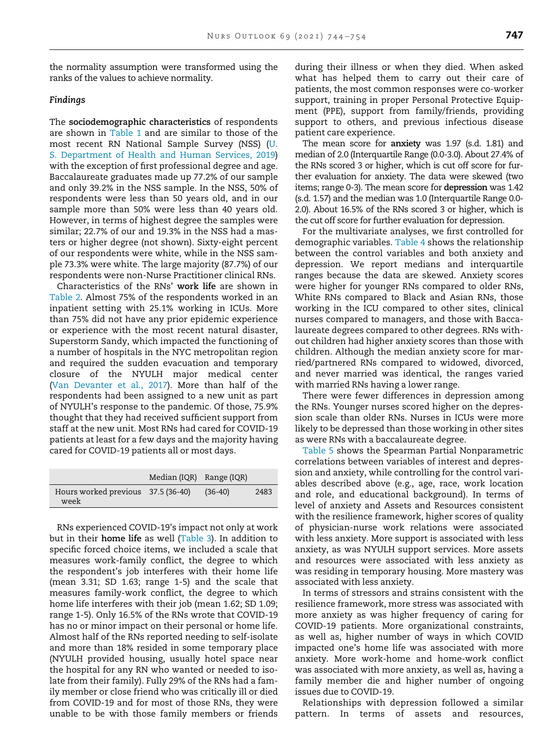the normality assumption were transformed using the ranks of the values to achieve normality.

### *Findings*

The **sociodemographic characteristics** of respondents are shown in Table 1 and are similar to those of the most recent RN National Sample Survey (NSS) (U. S. Department of Health and Human Services, 2019) with the exception of first professional degree and age. Baccalaureate graduates made up 77.2% of our sample and only 39.2% in the NSS sample. In the NSS, 50% of respondents were less than 50 years old, and in our sample more than 50% were less than 40 years old. However, in terms of highest degree the samples were similar; 22.7% of our and 19.3% in the NSS had a masters or higher degree (not shown). Sixty-eight percent of our respondents were white, while in the NSS sample 73.3% were white. The large majority (87.7%) of our respondents were non-Nurse Practitioner clinical RNs.

Characteristics of the RNs' **work life** are shown in Table 2. Almost 75% of the respondents worked in an inpatient setting with 25.1% working in ICUs. More than 75% did not have any prior epidemic experience or experience with the most recent natural disaster, Superstorm Sandy, which impacted the functioning of a number of hospitals in the NYC metropolitan region and required the sudden evacuation and temporary closure of the NYULH major medical center (Van Devanter et al., 2017). More than half of the respondents had been assigned to a new unit as part of NYULH's response to the pandemic. Of those, 75.9% thought that they had received sufficient support from staff at the new unit. Most RNs had cared for COVID-19 patients at least for a few days and the majority having cared for COVID-19 patients all or most days.

| | Median (IQR) | Range (IQR) | |
|---|---|---|---|
| Hours worked previous week | 37.5 (36-40) | (36-40) | 2483 |

RNs experienced COVID-19's impact not only at work but in their **home life** as well (Table 3). In addition to specific forced choice items, we included a scale that measures work-family conflict, the degree to which the respondent's job interferes with their home life (mean 3.31; SD 1.63; range 1-5) and the scale that measures family-work conflict, the degree to which home life interferes with their job (mean 1.62; SD 1.09; range 1-5). Only 16.5% of the RNs wrote that COVID-19 has no or minor impact on their personal or home life. Almost half of the RNs reported needing to self-isolate and more than 18% resided in some temporary place (NYULH provided housing, usually hotel space near the hospital for any RN who wanted or needed to isolate from their family). Fully 29% of the RNs had a family member or close friend who was critically ill or died from COVID-19 and for most of those RNs, they were unable to be with those family members or friends during their illness or when they died. When asked what has helped them to carry out their care of patients, the most common responses were co-worker support, training in proper Personal Protective Equipment (PPE), support from family/friends, providing support to others, and previous infectious disease patient care experience.

The mean score for **anxiety** was 1.97 (s.d. 1.81) and median of 2.0 (Interquartile Range (0.0-3.0). About 27.4% of the RNs scored 3 or higher, which is cut off score for further evaluation for anxiety. The data were skewed (two items; range 0-3). The mean score for **depression** was 1.42 (s.d. 1.57) and the median was 1.0 (Interquartile Range 0.0-2.0). About 16.5% of the RNs scored 3 or higher, which is the cut off score for further evaluation for depression.

For the multivariate analyses, we first controlled for demographic variables. Table 4 shows the relationship between the control variables and both anxiety and depression. We report medians and interquartile ranges because the data are skewed. Anxiety scores were higher for younger RNs compared to older RNs, White RNs compared to Black and Asian RNs, those working in the ICU compared to other sites, clinical nurses compared to managers, and those with Baccalaureate degrees compared to other degrees. RNs without children had higher anxiety scores than those with children. Although the median anxiety score for married/partnered RNs compared to widowed, divorced, and never married was identical, the ranges varied with married RNs having a lower range.

There were fewer differences in depression among the RNs. Younger nurses scored higher on the depression scale than older RNs. Nurses in ICUs were more likely to be depressed than those working in other sites as were RNs with a baccalaureate degree.

Table 5 shows the Spearman Partial Nonparametric correlations between variables of interest and depression and anxiety, while controlling for the control variables described above (e.g., age, race, work location and role, and educational background). In terms of level of anxiety and Assets and Resources consistent with the resilience framework, higher scores of quality of physician-nurse work relations were associated with less anxiety. More support is associated with less anxiety, as was NYULH support services. More assets and resources were associated with less anxiety as was residing in temporary housing. More mastery was associated with less anxiety.

In terms of stressors and strains consistent with the resilience framework, more stress was associated with more anxiety as was higher frequency of caring for COVID-19 patients. More organizational constraints, as well as, higher number of ways in which COVID impacted one's home life was associated with more anxiety. More work-home and home-work conflict was associated with more anxiety, as well as, having a family member die and higher number of ongoing issues due to COVID-19.

Relationships with depression followed a similar pattern. In terms of assets and resources,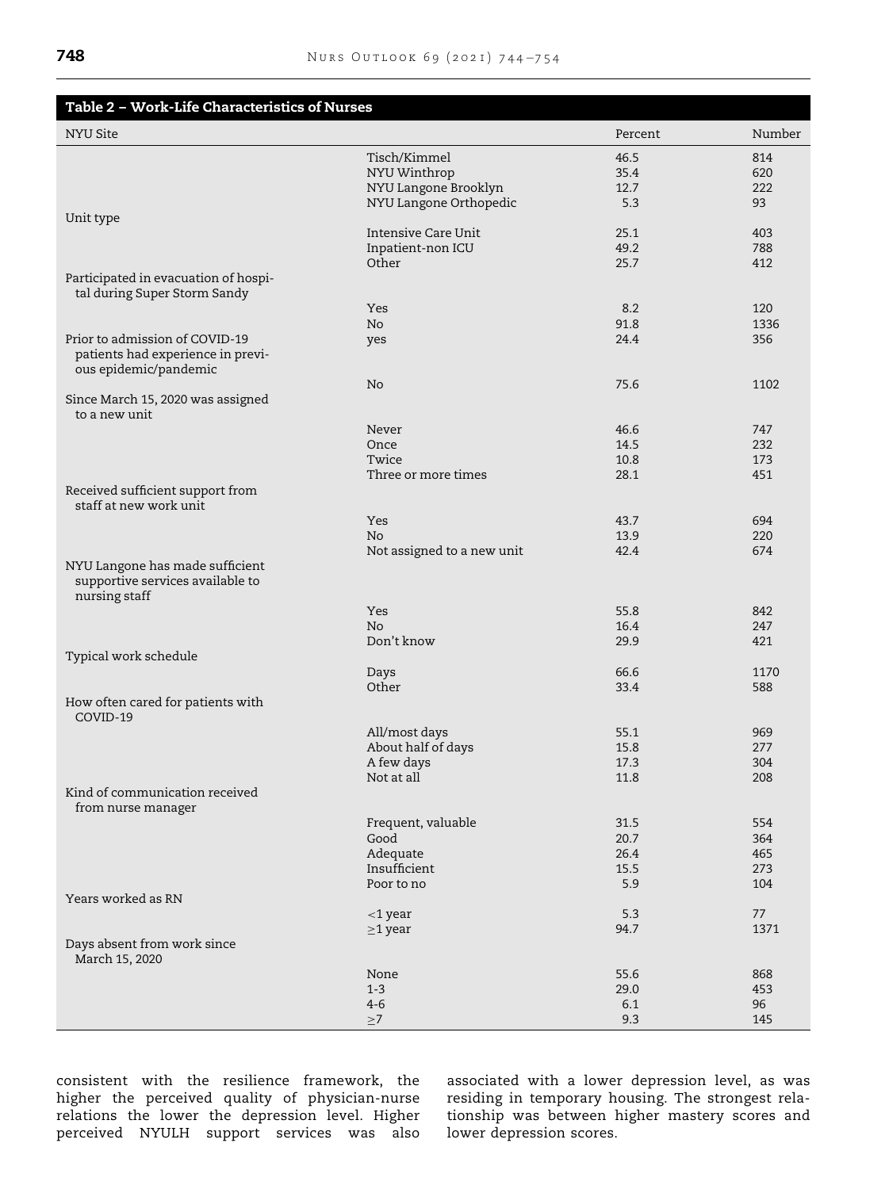**Table 2 – Work-Life Characteristics of Nurses**

| NYU Site | | Percent | Number |
|---|---|---|---|
| | Tisch/Kimmel | 46.5 | 814 |
| | NYU Winthrop | 35.4 | 620 |
| | NYU Langone Brooklyn | 12.7 | 222 |
| | NYU Langone Orthopedic | 5.3 | 93 |
| Unit type | | | |
| | Intensive Care Unit | 25.1 | 403 |
| | Inpatient-non ICU | 49.2 | 788 |
| | Other | 25.7 | 412 |
| Participated in evacuation of hospital during Super Storm Sandy | | | |
| | Yes | 8.2 | 120 |
| | No | 91.8 | 1336 |
| Prior to admission of COVID-19 patients had experience in previous epidemic/pandemic | yes | 24.4 | 356 |
| | No | 75.6 | 1102 |
| Since March 15, 2020 was assigned to a new unit | | | |
| | Never | 46.6 | 747 |
| | Once | 14.5 | 232 |
| | Twice | 10.8 | 173 |
| | Three or more times | 28.1 | 451 |
| Received sufficient support from staff at new work unit | | | |
| | Yes | 43.7 | 694 |
| | No | 13.9 | 220 |
| | Not assigned to a new unit | 42.4 | 674 |
| NYU Langone has made sufficient supportive services available to nursing staff | | | |
| | Yes | 55.8 | 842 |
| | No | 16.4 | 247 |
| | Don't know | 29.9 | 421 |
| Typical work schedule | | | |
| | Days | 66.6 | 1170 |
| | Other | 33.4 | 588 |
| How often cared for patients with COVID-19 | | | |
| | All/most days | 55.1 | 969 |
| | About half of days | 15.8 | 277 |
| | A few days | 17.3 | 304 |
| | Not at all | 11.8 | 208 |
| Kind of communication received from nurse manager | | | |
| | Frequent, valuable | 31.5 | 554 |
| | Good | 20.7 | 364 |
| | Adequate | 26.4 | 465 |
| | Insufficient | 15.5 | 273 |
| | Poor to no | 5.9 | 104 |
| Years worked as RN | | | |
| | <1 year | 5.3 | 77 |
| | ≥1 year | 94.7 | 1371 |
| Days absent from work since March 15, 2020 | | | |
| | None | 55.6 | 868 |
| | 1-3 | 29.0 | 453 |
| | 4-6 | 6.1 | 96 |
| | ≥7 | 9.3 | 145 |

consistent with the resilience framework, the higher the perceived quality of physician-nurse relations the lower the depression level. Higher perceived NYULH support services was also associated with a lower depression level, as was residing in temporary housing. The strongest relationship was between higher mastery scores and lower depression scores.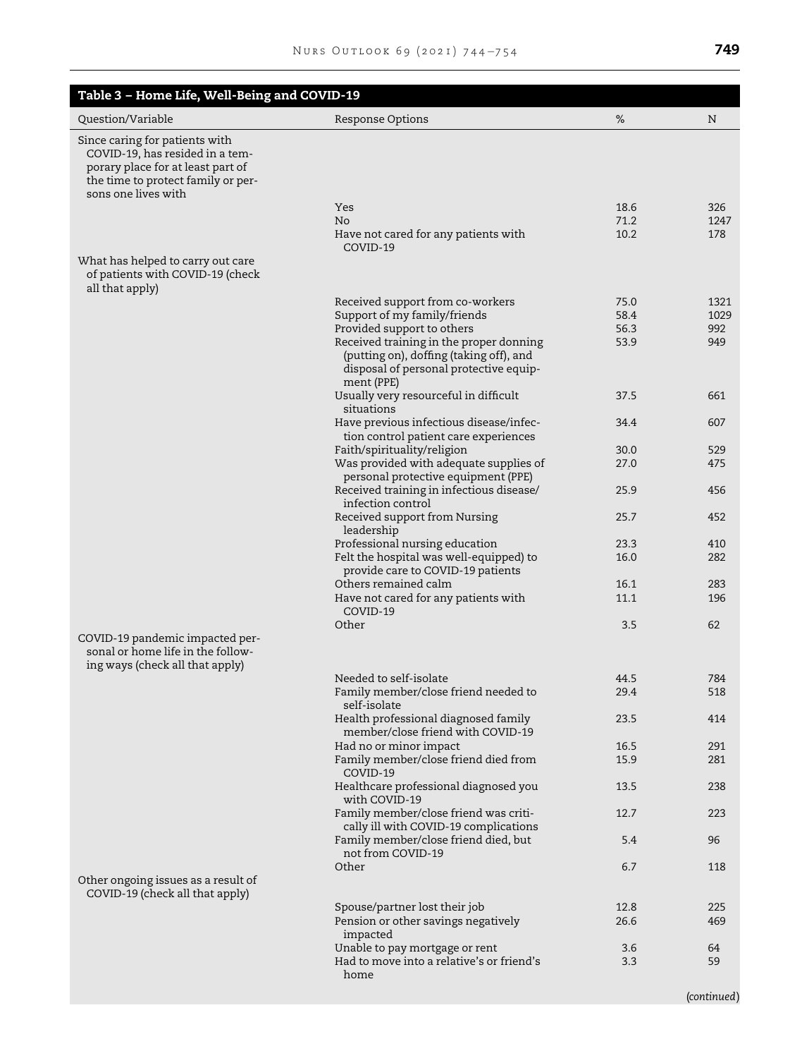**Table 3 – Home Life, Well-Being and COVID-19**

| Question/Variable | Response Options | % | N |
|---|---|---|---|
| Since caring for patients with COVID-19, has resided in a temporary place for at least part of the time to protect family or persons one lives with | | | |
| | Yes | 18.6 | 326 |
| | No | 71.2 | 1247 |
| | Have not cared for any patients with COVID-19 | 10.2 | 178 |
| What has helped to carry out care of patients with COVID-19 (check all that apply) | | | |
| | Received support from co-workers | 75.0 | 1321 |
| | Support of my family/friends | 58.4 | 1029 |
| | Provided support to others | 56.3 | 992 |
| | Received training in the proper donning (putting on), doffing (taking off), and disposal of personal protective equipment (PPE) | 53.9 | 949 |
| | Usually very resourceful in difficult situations | 37.5 | 661 |
| | Have previous infectious disease/infection control patient care experiences | 34.4 | 607 |
| | Faith/spirituality/religion | 30.0 | 529 |
| | Was provided with adequate supplies of personal protective equipment (PPE) | 27.0 | 475 |
| | Received training in infectious disease/ infection control | 25.9 | 456 |
| | Received support from Nursing leadership | 25.7 | 452 |
| | Professional nursing education | 23.3 | 410 |
| | Felt the hospital was well-equipped) to provide care to COVID-19 patients | 16.0 | 282 |
| | Others remained calm | 16.1 | 283 |
| | Have not cared for any patients with COVID-19 | 11.1 | 196 |
| | Other | 3.5 | 62 |
| COVID-19 pandemic impacted personal or home life in the following ways (check all that apply) | | | |
| | Needed to self-isolate | 44.5 | 784 |
| | Family member/close friend needed to self-isolate | 29.4 | 518 |
| | Health professional diagnosed family member/close friend with COVID-19 | 23.5 | 414 |
| | Had no or minor impact | 16.5 | 291 |
| | Family member/close friend died from COVID-19 | 15.9 | 281 |
| | Healthcare professional diagnosed you with COVID-19 | 13.5 | 238 |
| | Family member/close friend was critically ill with COVID-19 complications | 12.7 | 223 |
| | Family member/close friend died, but not from COVID-19 | 5.4 | 96 |
| | Other | 6.7 | 118 |
| Other ongoing issues as a result of COVID-19 (check all that apply) | | | |
| | Spouse/partner lost their job | 12.8 | 225 |
| | Pension or other savings negatively impacted | 26.6 | 469 |
| | Unable to pay mortgage or rent | 3.6 | 64 |
| | Had to move into a relative's or friend's home | 3.3 | 59 |

*(continued)*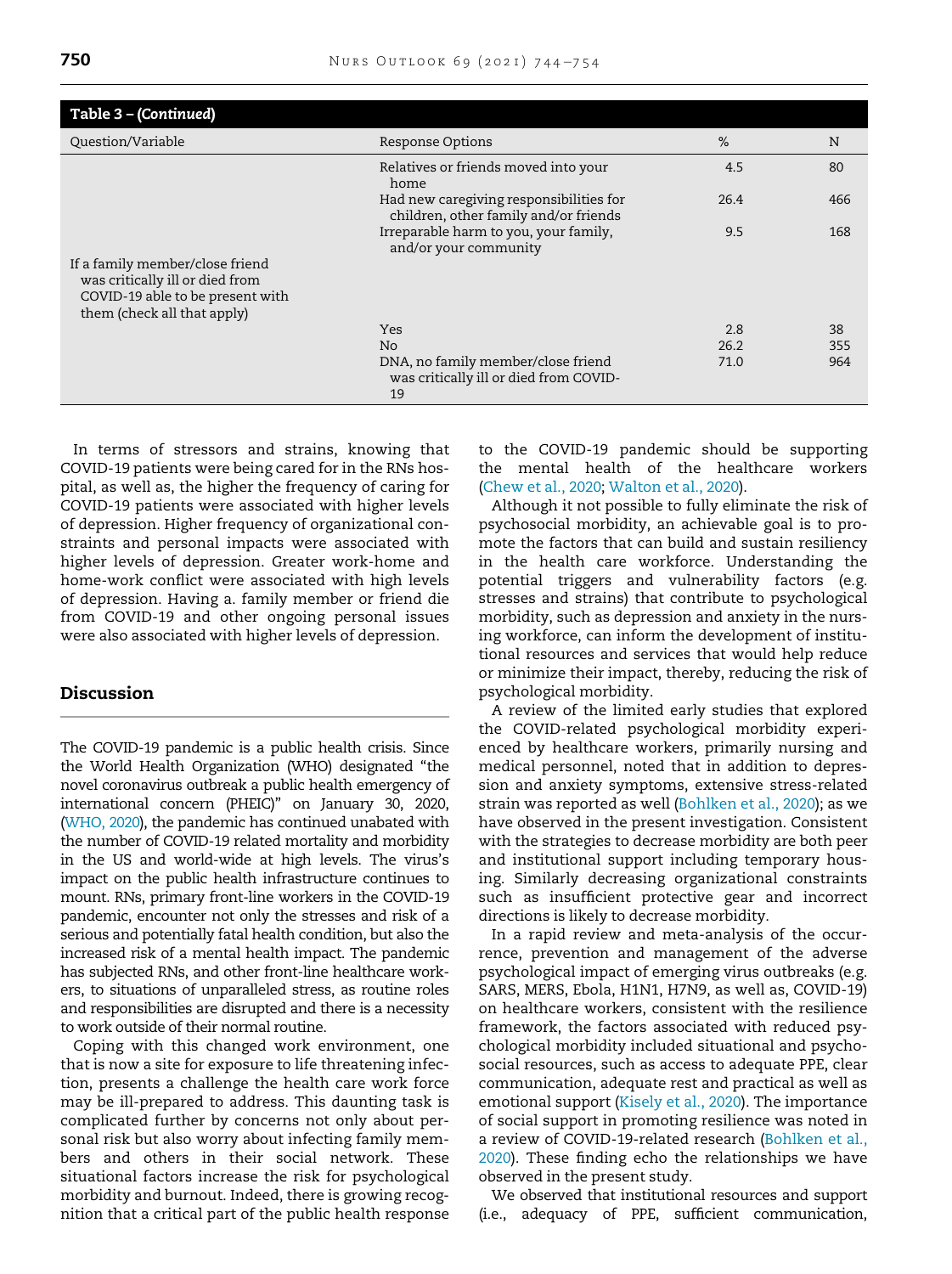**Table 3 – (Continued)**

| Question/Variable | Response Options | % | N |
|---|---|---|---|
| | Relatives or friends moved into your home | 4.5 | 80 |
| | Had new caregiving responsibilities for children, other family and/or friends | 26.4 | 466 |
| | Irreparable harm to you, your family, and/or your community | 9.5 | 168 |
| If a family member/close friend was critically ill or died from COVID-19 able to be present with them (check all that apply) | | | |
| | Yes | 2.8 | 38 |
| | No | 26.2 | 355 |
| | DNA, no family member/close friend was critically ill or died from COVID-19 | 71.0 | 964 |

In terms of stressors and strains, knowing that COVID-19 patients were being cared for in the RNs hospital, as well as, the higher the frequency of caring for COVID-19 patients were associated with higher levels of depression. Higher frequency of organizational constraints and personal impacts were associated with higher levels of depression. Greater work-home and home-work conflict were associated with high levels of depression. Having a. family member or friend die from COVID-19 and other ongoing personal issues were also associated with higher levels of depression.

## Discussion

The COVID-19 pandemic is a public health crisis. Since the World Health Organization (WHO) designated "the novel coronavirus outbreak a public health emergency of international concern (PHEIC)" on January 30, 2020, (WHO, 2020), the pandemic has continued unabated with the number of COVID-19 related mortality and morbidity in the US and world-wide at high levels. The virus's impact on the public health infrastructure continues to mount. RNs, primary front-line workers in the COVID-19 pandemic, encounter not only the stresses and risk of a serious and potentially fatal health condition, but also the increased risk of a mental health impact. The pandemic has subjected RNs, and other front-line healthcare workers, to situations of unparalleled stress, as routine roles and responsibilities are disrupted and there is a necessity to work outside of their normal routine.

Coping with this changed work environment, one that is now a site for exposure to life threatening infection, presents a challenge the health care work force may be ill-prepared to address. This daunting task is complicated further by concerns not only about personal risk but also worry about infecting family members and others in their social network. These situational factors increase the risk for psychological morbidity and burnout. Indeed, there is growing recognition that a critical part of the public health response to the COVID-19 pandemic should be supporting the mental health of the healthcare workers (Chew et al., 2020; Walton et al., 2020).

Although it not possible to fully eliminate the risk of psychosocial morbidity, an achievable goal is to promote the factors that can build and sustain resiliency in the health care workforce. Understanding the potential triggers and vulnerability factors (e.g. stresses and strains) that contribute to psychological morbidity, such as depression and anxiety in the nursing workforce, can inform the development of institutional resources and services that would help reduce or minimize their impact, thereby, reducing the risk of psychological morbidity.

A review of the limited early studies that explored the COVID-related psychological morbidity experienced by healthcare workers, primarily nursing and medical personnel, noted that in addition to depression and anxiety symptoms, extensive stress-related strain was reported as well (Bohlken et al., 2020); as we have observed in the present investigation. Consistent with the strategies to decrease morbidity are both peer and institutional support including temporary housing. Similarly decreasing organizational constraints such as insufficient protective gear and incorrect directions is likely to decrease morbidity.

In a rapid review and meta-analysis of the occurrence, prevention and management of the adverse psychological impact of emerging virus outbreaks (e.g. SARS, MERS, Ebola, H1N1, H7N9, as well as, COVID-19) on healthcare workers, consistent with the resilience framework, the factors associated with reduced psychological morbidity included situational and psychosocial resources, such as access to adequate PPE, clear communication, adequate rest and practical as well as emotional support (Kisely et al., 2020). The importance of social support in promoting resilience was noted in a review of COVID-19-related research (Bohlken et al., 2020). These finding echo the relationships we have observed in the present study.

We observed that institutional resources and support (i.e., adequacy of PPE, sufficient communication,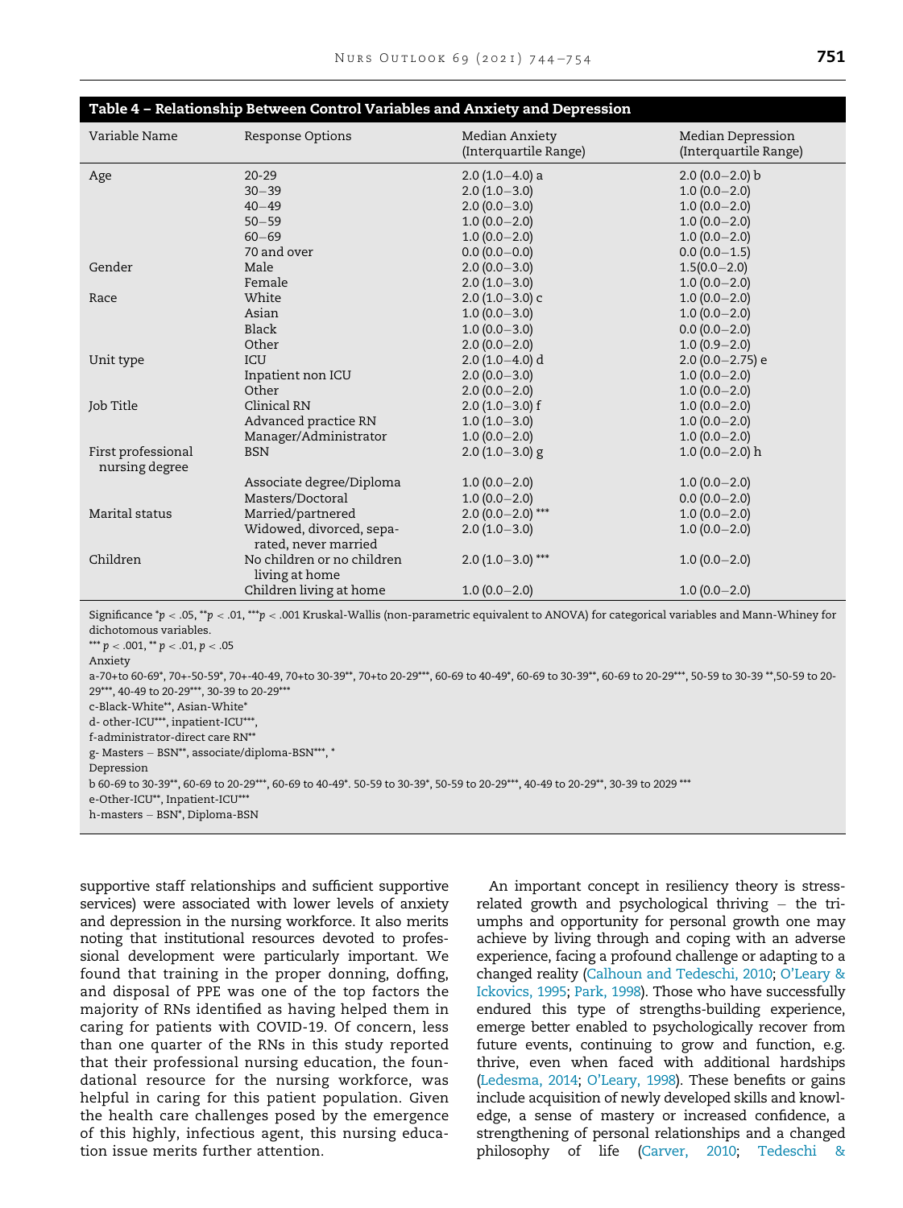**Table 4 – Relationship Between Control Variables and Anxiety and Depression**

| Variable Name | Response Options | Median Anxiety (Interquartile Range) | Median Depression (Interquartile Range) |
|---|---|---|---|
| Age | 20-29 | 2.0 (1.0–4.0) a | 2.0 (0.0–2.0) b |
| | 30–39 | 2.0 (1.0–3.0) | 1.0 (0.0–2.0) |
| | 40–49 | 2.0 (0.0–3.0) | 1.0 (0.0–2.0) |
| | 50–59 | 1.0 (0.0–2.0) | 1.0 (0.0–2.0) |
| | 60–69 | 1.0 (0.0–2.0) | 1.0 (0.0–2.0) |
| | 70 and over | 0.0 (0.0–0.0) | 0.0 (0.0–1.5) |
| Gender | Male | 2.0 (0.0–3.0) | 1.5(0.0–2.0) |
| | Female | 2.0 (1.0–3.0) | 1.0 (0.0–2.0) |
| Race | White | 2.0 (1.0–3.0) c | 1.0 (0.0–2.0) |
| | Asian | 1.0 (0.0–3.0) | 1.0 (0.0–2.0) |
| | Black | 1.0 (0.0–3.0) | 0.0 (0.0–2.0) |
| | Other | 2.0 (0.0–2.0) | 1.0 (0.9–2.0) |
| Unit type | ICU | 2.0 (1.0–4.0) d | 2.0 (0.0–2.75) e |
| | Inpatient non ICU | 2.0 (0.0–3.0) | 1.0 (0.0–2.0) |
| | Other | 2.0 (0.0–2.0) | 1.0 (0.0–2.0) |
| Job Title | Clinical RN | 2.0 (1.0–3.0) f | 1.0 (0.0–2.0) |
| | Advanced practice RN | 1.0 (1.0–3.0) | 1.0 (0.0–2.0) |
| | Manager/Administrator | 1.0 (0.0–2.0) | 1.0 (0.0–2.0) |
| First professional nursing degree | BSN | 2.0 (1.0–3.0) g | 1.0 (0.0–2.0) h |
| | Associate degree/Diploma | 1.0 (0.0–2.0) | 1.0 (0.0–2.0) |
| | Masters/Doctoral | 1.0 (0.0–2.0) | 0.0 (0.0–2.0) |
| Marital status | Married/partnered | 2.0 (0.0–2.0) *** | 1.0 (0.0–2.0) |
| | Widowed, divorced, separated, never married | 2.0 (1.0–3.0) | 1.0 (0.0–2.0) |
| Children | No children or no children living at home | 2.0 (1.0–3.0) *** | 1.0 (0.0–2.0) |
| | Children living at home | 1.0 (0.0–2.0) | 1.0 (0.0–2.0) |

Significance *$p < .05$, **$p < .01$, ***$p < .001$ Kruskal-Wallis (non-parametric equivalent to ANOVA) for categorical variables and Mann-Whiney for dichotomous variables.

*** $p < .001$, ** $p < .01$, $p < .05$

Anxiety

a-70+to 60-69*, 70+-50-59*, 70+-40-49, 70+to 30-39**, 70+to 20-29***, 60-69 to 40-49*, 60-69 to 30-39**, 60-69 to 20-29***, 50-59 to 30-39 **,50-59 to 20-29***, 40-49 to 20-29***, 30-39 to 20-29***

c-Black-White**, Asian-White*

d- other-ICU***, inpatient-ICU***,

f-administrator-direct care RN**

g- Masters – BSN**, associate/diploma-BSN***, *

Depression

b 60-69 to 30-39**, 60-69 to 20-29***, 60-69 to 40-49*. 50-59 to 30-39*, 50-59 to 20-29***, 40-49 to 20-29**, 30-39 to 2029 ***

e-Other-ICU**, Inpatient-ICU***

h-masters – BSN*, Diploma-BSN

supportive staff relationships and sufficient supportive services) were associated with lower levels of anxiety and depression in the nursing workforce. It also merits noting that institutional resources devoted to professional development were particularly important. We found that training in the proper donning, doffing, and disposal of PPE was one of the top factors the majority of RNs identified as having helped them in caring for patients with COVID-19. Of concern, less than one quarter of the RNs in this study reported that their professional nursing education, the foundational resource for the nursing workforce, was helpful in caring for this patient population. Given the health care challenges posed by the emergence of this highly, infectious agent, this nursing education issue merits further attention.

An important concept in resiliency theory is stress-related growth and psychological thriving – the triumphs and opportunity for personal growth one may achieve by living through and coping with an adverse experience, facing a profound challenge or adapting to a changed reality (Calhoun and Tedeschi, 2010; O'Leary & Ickovics, 1995; Park, 1998). Those who have successfully endured this type of strengths-building experience, emerge better enabled to psychologically recover from future events, continuing to grow and function, e.g. thrive, even when faced with additional hardships (Ledesma, 2014; O'Leary, 1998). These benefits or gains include acquisition of newly developed skills and knowledge, a sense of mastery or increased confidence, a strengthening of personal relationships and a changed philosophy of life (Carver, 2010; Tedeschi &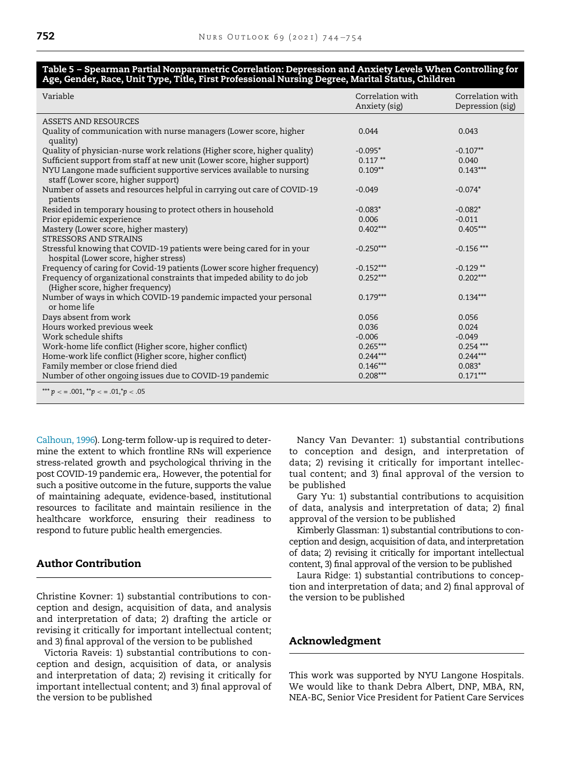**Table 5 – Spearman Partial Nonparametric Correlation: Depression and Anxiety Levels When Controlling for Age, Gender, Race, Unit Type, Title, First Professional Nursing Degree, Marital Status, Children**

| Variable | Correlation with Anxiety (sig) | Correlation with Depression (sig) |
|---|---|---|
| ASSETS AND RESOURCES | | |
| Quality of communication with nurse managers (Lower score, higher quality) | 0.044 | 0.043 |
| Quality of physician-nurse work relations (Higher score, higher quality) | -0.095* | -0.107** |
| Sufficient support from staff at new unit (Lower score, higher support) | 0.117 ** | 0.040 |
| NYU Langone made sufficient supportive services available to nursing staff (Lower score, higher support) | 0.109** | 0.143*** |
| Number of assets and resources helpful in carrying out care of COVID-19 patients | -0.049 | -0.074* |
| Resided in temporary housing to protect others in household | -0.083* | -0.082* |
| Prior epidemic experience | 0.006 | -0.011 |
| Mastery (Lower score, higher mastery) | 0.402*** | 0.405*** |
| STRESSORS AND STRAINS | | |
| Stressful knowing that COVID-19 patients were being cared for in your hospital (Lower score, higher stress) | -0.250*** | -0.156 *** |
| Frequency of caring for Covid-19 patients (Lower score higher frequency) | -0.152*** | -0.129 ** |
| Frequency of organizational constraints that impeded ability to do job (Higher score, higher frequency) | 0.252*** | 0.202*** |
| Number of ways in which COVID-19 pandemic impacted your personal or home life | 0.179*** | 0.134*** |
| Days absent from work | 0.056 | 0.056 |
| Hours worked previous week | 0.036 | 0.024 |
| Work schedule shifts | -0.006 | -0.049 |
| Work-home life conflict (Higher score, higher conflict) | 0.265*** | 0.254 *** |
| Home-work life conflict (Higher score, higher conflict) | 0.244*** | 0.244*** |
| Family member or close friend died | 0.146*** | 0.083* |
| Number of other ongoing issues due to COVID-19 pandemic | 0.208*** | 0.171*** |

*** $p <= .001$, ** $p <= .01$, * $p < .05$

Calhoun, 1996). Long-term follow-up is required to determine the extent to which frontline RNs will experience stress-related growth and psychological thriving in the post COVID-19 pandemic era,. However, the potential for such a positive outcome in the future, supports the value of maintaining adequate, evidence-based, institutional resources to facilitate and maintain resilience in the healthcare workforce, ensuring their readiness to respond to future public health emergencies.

## Author Contribution

Christine Kovner: 1) substantial contributions to conception and design, acquisition of data, and analysis and interpretation of data; 2) drafting the article or revising it critically for important intellectual content; and 3) final approval of the version to be published

Victoria Raveis: 1) substantial contributions to conception and design, acquisition of data, or analysis and interpretation of data; 2) revising it critically for important intellectual content; and 3) final approval of the version to be published

Nancy Van Devanter: 1) substantial contributions to conception and design, and interpretation of data; 2) revising it critically for important intellectual content; and 3) final approval of the version to be published

Gary Yu: 1) substantial contributions to acquisition of data, analysis and interpretation of data; 2) final approval of the version to be published

Kimberly Glassman: 1) substantial contributions to conception and design, acquisition of data, and interpretation of data; 2) revising it critically for important intellectual content, 3) final approval of the version to be published

Laura Ridge: 1) substantial contributions to conception and interpretation of data; and 2) final approval of the version to be published

## Acknowledgment

This work was supported by NYU Langone Hospitals. We would like to thank Debra Albert, DNP, MBA, RN, NEA-BC, Senior Vice President for Patient Care Services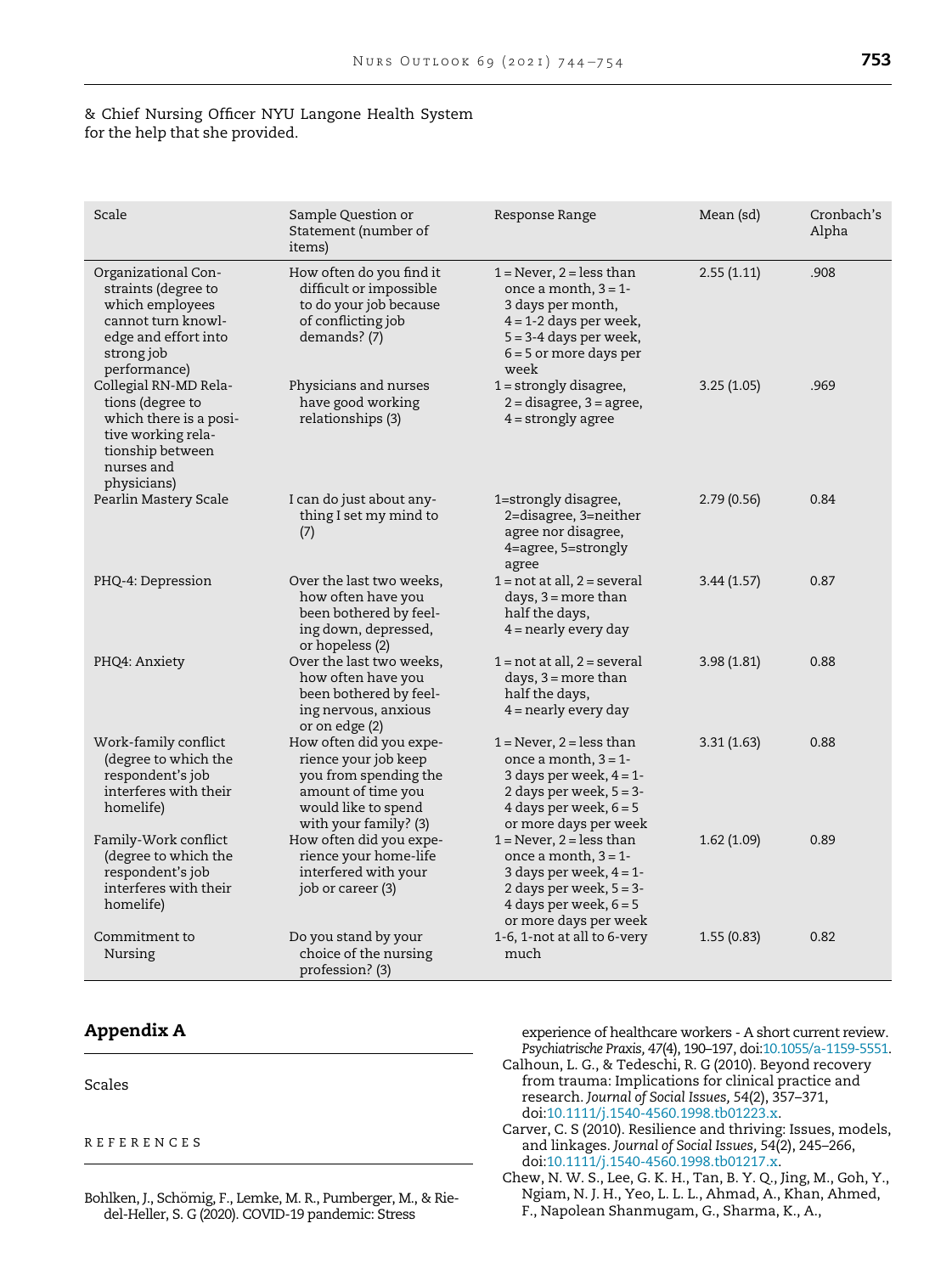& Chief Nursing Officer NYU Langone Health System for the help that she provided.

| Scale | Sample Question or Statement (number of items) | Response Range | Mean (sd) | Cronbach's Alpha |
|---|---|---|---|---|
| Organizational Constraints (degree to which employees cannot turn knowledge and effort into strong job performance) | How often do you find it difficult or impossible to do your job because of conflicting job demands? (7) | 1 = Never, 2 = less than once a month, 3 = 1-3 days per month, 4 = 1-2 days per week, 5 = 3-4 days per week, 6 = 5 or more days per week | 2.55 (1.11) | .908 |
| Collegial RN-MD Relations (degree to which there is a positive working relationship between nurses and physicians) | Physicians and nurses have good working relationships (3) | 1 = strongly disagree, 2 = disagree, 3 = agree, 4 = strongly agree | 3.25 (1.05) | .969 |
| Pearlin Mastery Scale | I can do just about anything I set my mind to (7) | 1=strongly disagree, 2=disagree, 3=neither agree nor disagree, 4=agree, 5=strongly agree | 2.79 (0.56) | 0.84 |
| PHQ-4: Depression | Over the last two weeks, how often have you been bothered by feeling down, depressed, or hopeless (2) | 1 = not at all, 2 = several days, 3 = more than half the days, 4 = nearly every day | 3.44 (1.57) | 0.87 |
| PHQ4: Anxiety | Over the last two weeks, how often have you been bothered by feeling nervous, anxious or on edge (2) | 1 = not at all, 2 = several days, 3 = more than half the days, 4 = nearly every day | 3.98 (1.81) | 0.88 |
| Work-family conflict (degree to which the respondent's job interferes with their homelife) | How often did you experience your job keep you from spending the amount of time you would like to spend with your family? (3) | 1 = Never, 2 = less than once a month, 3 = 1-3 days per week, 4 = 1-2 days per week, 5 = 3-4 days per week, 6 = 5 or more days per week | 3.31 (1.63) | 0.88 |
| Family-Work conflict (degree to which the respondent's job interferes with their homelife) | How often did you experience your home-life interfered with your job or career (3) | 1 = Never, 2 = less than once a month, 3 = 1-3 days per week, 4 = 1-2 days per week, 5 = 3-4 days per week, 6 = 5 or more days per week | 1.62 (1.09) | 0.89 |
| Commitment to Nursing | Do you stand by your choice of the nursing profession? (3) | 1-6, 1-not at all to 6-very much | 1.55 (0.83) | 0.82 |

## Appendix A

Scales

## REFERENCES

Bohlken, J., Schömig, F., Lemke, M. R., Pumberger, M., & Riedel-Heller, S. G (2020). COVID-19 pandemic: Stress experience of healthcare workers - A short current review. *Psychiatrische Praxis, 47*(4), 190–197, doi:10.1055/a-1159-5551.

Calhoun, L. G., & Tedeschi, R. G (2010). Beyond recovery from trauma: Implications for clinical practice and research. *Journal of Social Issues,* 54(2), 357–371, doi:10.1111/j.1540-4560.1998.tb01223.x.

Carver, C. S (2010). Resilience and thriving: Issues, models, and linkages. *Journal of Social Issues,* 54(2), 245–266, doi:10.1111/j.1540-4560.1998.tb01217.x.

Chew, N. W. S., Lee, G. K. H., Tan, B. Y. Q., Jing, M., Goh, Y., Ngiam, N. J. H., Yeo, L. L. L., Ahmad, A., Khan, Ahmed, F., Napolean Shanmugam, G., Sharma, K., A.,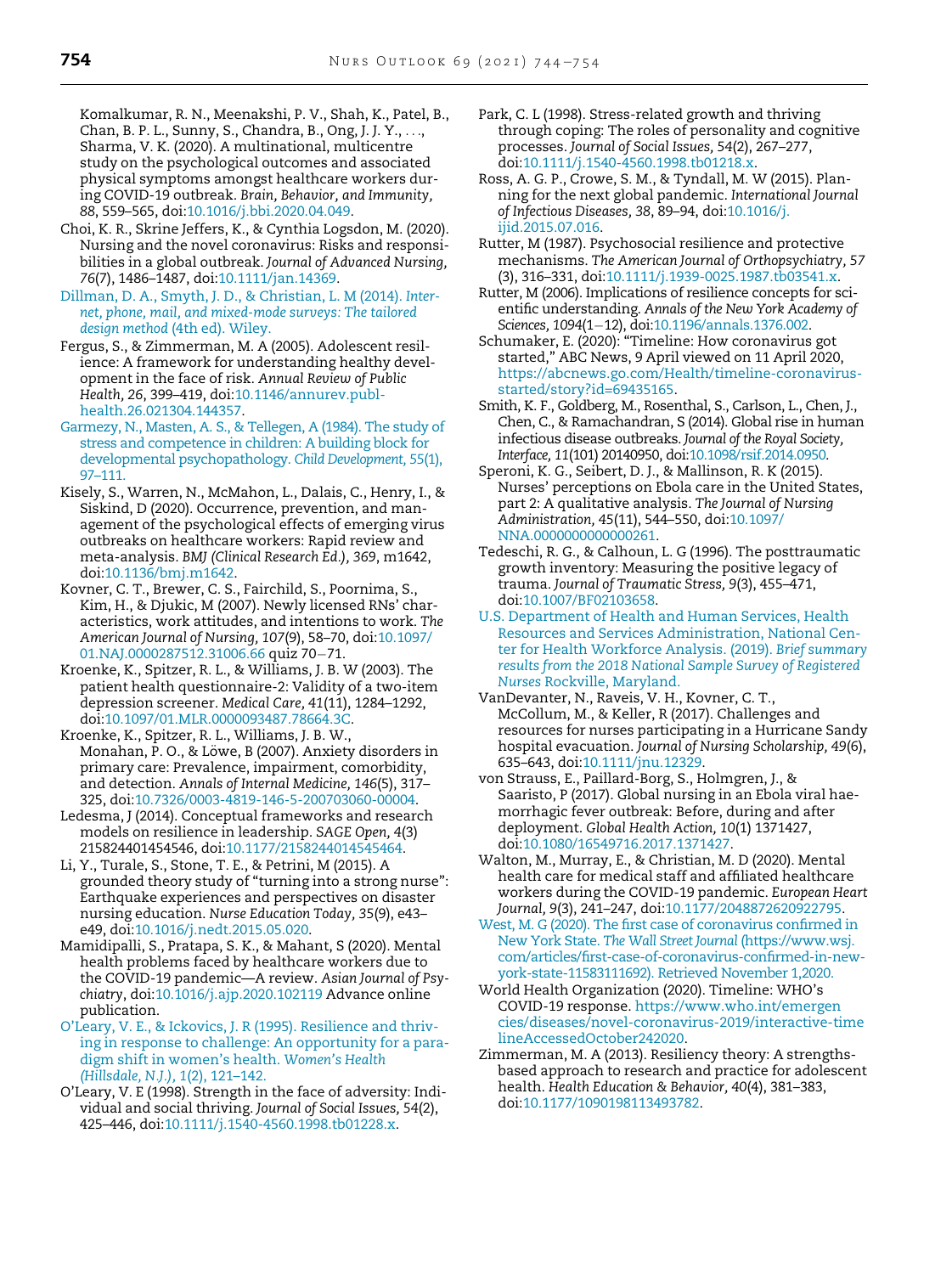Komalkumar, R. N., Meenakshi, P. V., Shah, K., Patel, B., Chan, B. P. L., Sunny, S., Chandra, B., Ong, J. J. Y., . . ., Sharma, V. K. (2020). A multinational, multicentre study on the psychological outcomes and associated physical symptoms amongst healthcare workers during COVID-19 outbreak. *Brain, Behavior, and Immunity, 88*, 559–565, doi:10.1016/j.bbi.2020.04.049.

Choi, K. R., Skrine Jeffers, K., & Cynthia Logsdon, M. (2020). Nursing and the novel coronavirus: Risks and responsibilities in a global outbreak. *Journal of Advanced Nursing, 76*(7), 1486–1487, doi:10.1111/jan.14369.

Dillman, D. A., Smyth, J. D., & Christian, L. M (2014). *Internet, phone, mail, and mixed-mode surveys: The tailored design method* (4th ed). Wiley.

Fergus, S., & Zimmerman, M. A (2005). Adolescent resilience: A framework for understanding healthy development in the face of risk. *Annual Review of Public Health, 26*, 399–419, doi:10.1146/annurev.publhealth.26.021304.144357.

Garmezy, N., Masten, A. S., & Tellegen, A (1984). The study of stress and competence in children: A building block for developmental psychopathology. *Child Development, 55*(1), 97–111.

Kisely, S., Warren, N., McMahon, L., Dalais, C., Henry, I., & Siskind, D (2020). Occurrence, prevention, and management of the psychological effects of emerging virus outbreaks on healthcare workers: Rapid review and meta-analysis. *BMJ (Clinical Research Ed.), 369*, m1642, doi:10.1136/bmj.m1642.

Kovner, C. T., Brewer, C. S., Fairchild, S., Poornima, S., Kim, H., & Djukic, M (2007). Newly licensed RNs' characteristics, work attitudes, and intentions to work. *The American Journal of Nursing, 107*(9), 58–70, doi:10.1097/01.NAJ.0000287512.31006.66 quiz 70–71.

Kroenke, K., Spitzer, R. L., & Williams, J. B. W (2003). The patient health questionnaire-2: Validity of a two-item depression screener. *Medical Care, 41*(11), 1284–1292, doi:10.1097/01.MLR.0000093487.78664.3C.

Kroenke, K., Spitzer, R. L., Williams, J. B. W., Monahan, P. O., & Löwe, B (2007). Anxiety disorders in primary care: Prevalence, impairment, comorbidity, and detection. *Annals of Internal Medicine, 146*(5), 317–325, doi:10.7326/0003-4819-146-5-200703060-00004.

Ledesma, J (2014). Conceptual frameworks and research models on resilience in leadership. *SAGE Open, 4*(3) 215824401454546, doi:10.1177/2158244014545464.

Li, Y., Turale, S., Stone, T. E., & Petrini, M (2015). A grounded theory study of "turning into a strong nurse": Earthquake experiences and perspectives on disaster nursing education. *Nurse Education Today, 35*(9), e43–e49, doi:10.1016/j.nedt.2015.05.020.

Mamidipalli, S., Pratapa, S. K., & Mahant, S (2020). Mental health problems faced by healthcare workers due to the COVID-19 pandemic—A review. *Asian Journal of Psychiatry*, doi:10.1016/j.ajp.2020.102119 Advance online publication.

O'Leary, V. E., & Ickovics, J. R (1995). Resilience and thriving in response to challenge: An opportunity for a paradigm shift in women's health. *Women's Health (Hillsdale, N.J.), 1*(2), 121–142.

O'Leary, V. E (1998). Strength in the face of adversity: Individual and social thriving. *Journal of Social Issues, 54*(2), 425–446, doi:10.1111/j.1540-4560.1998.tb01228.x.

Park, C. L (1998). Stress-related growth and thriving through coping: The roles of personality and cognitive processes. *Journal of Social Issues, 54*(2), 267–277, doi:10.1111/j.1540-4560.1998.tb01218.x.

Ross, A. G. P., Crowe, S. M., & Tyndall, M. W (2015). Planning for the next global pandemic. *International Journal of Infectious Diseases, 38*, 89–94, doi:10.1016/j.ijid.2015.07.016.

Rutter, M (1987). Psychosocial resilience and protective mechanisms. *The American Journal of Orthopsychiatry, 57* (3), 316–331, doi:10.1111/j.1939-0025.1987.tb03541.x.

Rutter, M (2006). Implications of resilience concepts for scientific understanding. *Annals of the New York Academy of Sciences, 1094*(1–12), doi:10.1196/annals.1376.002.

Schumaker, E. (2020): "Timeline: How coronavirus got started," ABC News, 9 April viewed on 11 April 2020, https://abcnews.go.com/Health/timeline-coronavirus-started/story?id=69435165.

Smith, K. F., Goldberg, M., Rosenthal, S., Carlson, L., Chen, J., Chen, C., & Ramachandran, S (2014). Global rise in human infectious disease outbreaks. *Journal of the Royal Society, Interface, 11*(101) 20140950, doi:10.1098/rsif.2014.0950.

Speroni, K. G., Seibert, D. J., & Mallinson, R. K (2015). Nurses' perceptions on Ebola care in the United States, part 2: A qualitative analysis. *The Journal of Nursing Administration, 45*(11), 544–550, doi:10.1097/NNA.0000000000000261.

Tedeschi, R. G., & Calhoun, L. G (1996). The posttraumatic growth inventory: Measuring the positive legacy of trauma. *Journal of Traumatic Stress, 9*(3), 455–471, doi:10.1007/BF02103658.

U.S. Department of Health and Human Services, Health Resources and Services Administration, National Center for Health Workforce Analysis. (2019). *Brief summary results from the 2018 National Sample Survey of Registered Nurses* Rockville, Maryland.

VanDevanter, N., Raveis, V. H., Kovner, C. T., McCollum, M., & Keller, R (2017). Challenges and resources for nurses participating in a Hurricane Sandy hospital evacuation. *Journal of Nursing Scholarship, 49*(6), 635–643, doi:10.1111/jnu.12329.

von Strauss, E., Paillard-Borg, S., Holmgren, J., & Saaristo, P (2017). Global nursing in an Ebola viral haemorrhagic fever outbreak: Before, during and after deployment. *Global Health Action, 10*(1) 1371427, doi:10.1080/16549716.2017.1371427.

Walton, M., Murray, E., & Christian, M. D (2020). Mental health care for medical staff and affiliated healthcare workers during the COVID-19 pandemic. *European Heart Journal, 9*(3), 241–247, doi:10.1177/2048872620922795.

West, M. G (2020). The first case of coronavirus confirmed in New York State. *The Wall Street Journal* (https://www.wsj.com/articles/first-case-of-coronavirus-confirmed-in-new-york-state-11583111692). Retrieved November 1,2020.

World Health Organization (2020). Timeline: WHO's COVID-19 response. https://www.who.int/emergencies/diseases/novel-coronavirus-2019/interactive-timelineAccessedOctober242020.

Zimmerman, M. A (2013). Resiliency theory: A strengths-based approach to research and practice for adolescent health. *Health Education & Behavior, 40*(4), 381–383, doi:10.1177/1090198113493782.